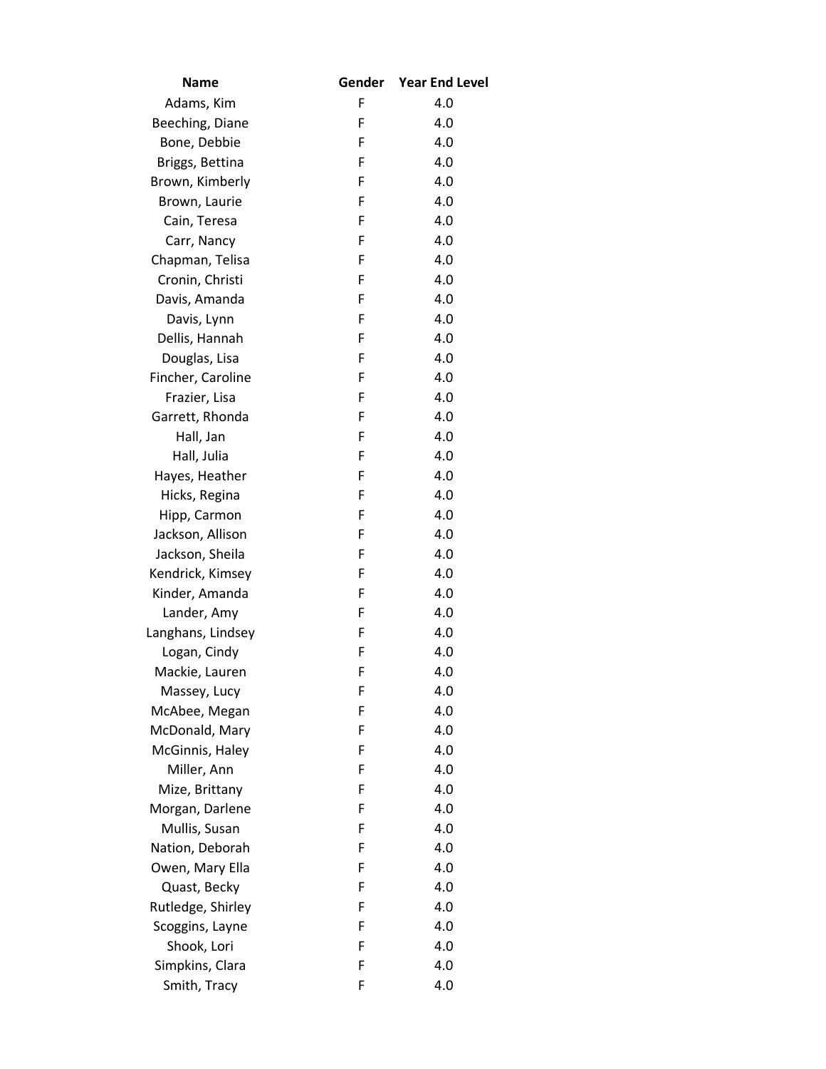| Name | Gender | Year End Level |
|---|---|---|
| Adams, Kim | F | 4.0 |
| Beeching, Diane | F | 4.0 |
| Bone, Debbie | F | 4.0 |
| Briggs, Bettina | F | 4.0 |
| Brown, Kimberly | F | 4.0 |
| Brown, Laurie | F | 4.0 |
| Cain, Teresa | F | 4.0 |
| Carr, Nancy | F | 4.0 |
| Chapman, Telisa | F | 4.0 |
| Cronin, Christi | F | 4.0 |
| Davis, Amanda | F | 4.0 |
| Davis, Lynn | F | 4.0 |
| Dellis, Hannah | F | 4.0 |
| Douglas, Lisa | F | 4.0 |
| Fincher, Caroline | F | 4.0 |
| Frazier, Lisa | F | 4.0 |
| Garrett, Rhonda | F | 4.0 |
| Hall, Jan | F | 4.0 |
| Hall, Julia | F | 4.0 |
| Hayes, Heather | F | 4.0 |
| Hicks, Regina | F | 4.0 |
| Hipp, Carmon | F | 4.0 |
| Jackson, Allison | F | 4.0 |
| Jackson, Sheila | F | 4.0 |
| Kendrick, Kimsey | F | 4.0 |
| Kinder, Amanda | F | 4.0 |
| Lander, Amy | F | 4.0 |
| Langhans, Lindsey | F | 4.0 |
| Logan, Cindy | F | 4.0 |
| Mackie, Lauren | F | 4.0 |
| Massey, Lucy | F | 4.0 |
| McAbee, Megan | F | 4.0 |
| McDonald, Mary | F | 4.0 |
| McGinnis, Haley | F | 4.0 |
| Miller, Ann | F | 4.0 |
| Mize, Brittany | F | 4.0 |
| Morgan, Darlene | F | 4.0 |
| Mullis, Susan | F | 4.0 |
| Nation, Deborah | F | 4.0 |
| Owen, Mary Ella | F | 4.0 |
| Quast, Becky | F | 4.0 |
| Rutledge, Shirley | F | 4.0 |
| Scoggins, Layne | F | 4.0 |
| Shook, Lori | F | 4.0 |
| Simpkins, Clara | F | 4.0 |
| Smith, Tracy | F | 4.0 |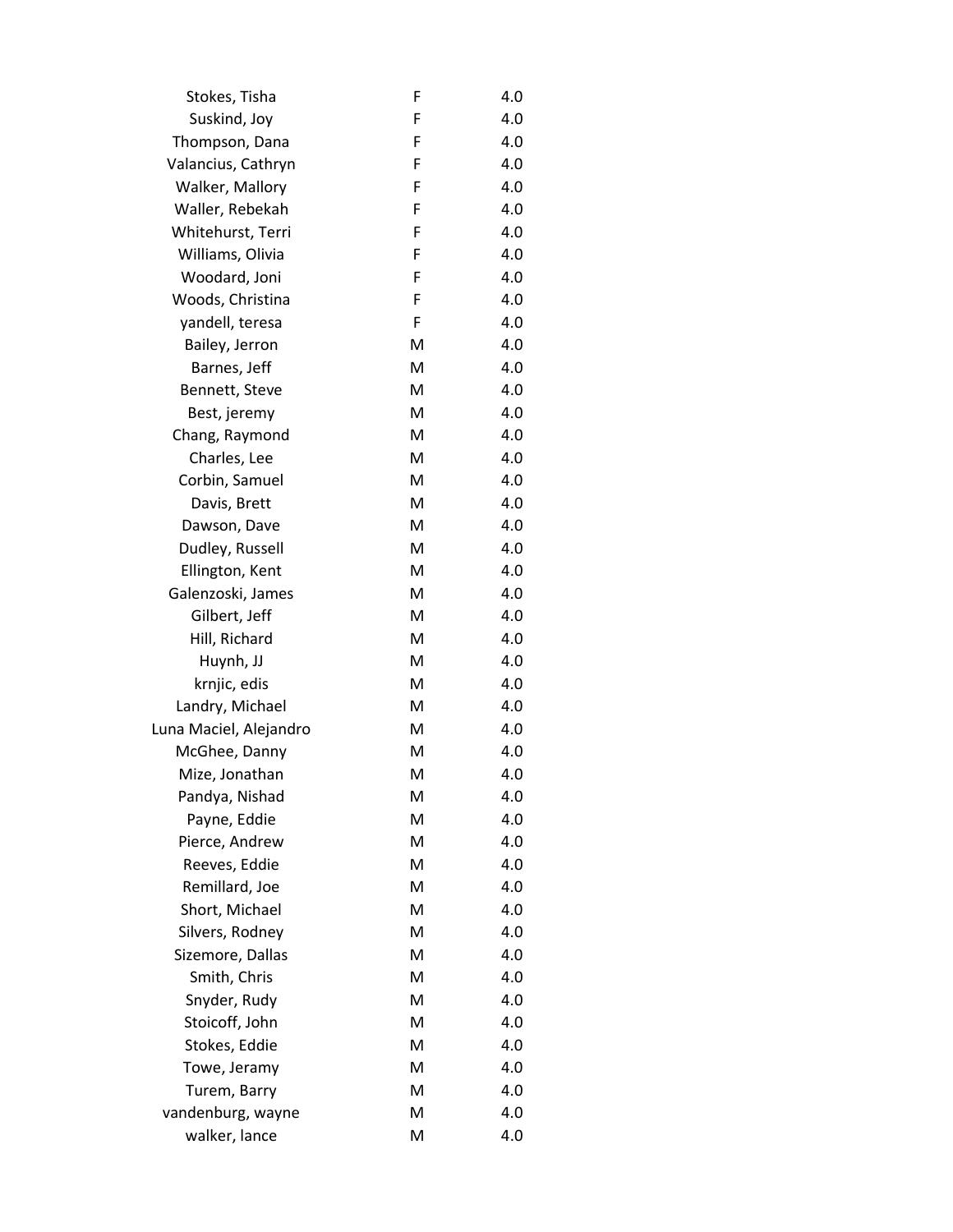| | | |
|---|---|---|
| Stokes, Tisha | F | 4.0 |
| Suskind, Joy | F | 4.0 |
| Thompson, Dana | F | 4.0 |
| Valancius, Cathryn | F | 4.0 |
| Walker, Mallory | F | 4.0 |
| Waller, Rebekah | F | 4.0 |
| Whitehurst, Terri | F | 4.0 |
| Williams, Olivia | F | 4.0 |
| Woodard, Joni | F | 4.0 |
| Woods, Christina | F | 4.0 |
| yandell, teresa | F | 4.0 |
| Bailey, Jerron | M | 4.0 |
| Barnes, Jeff | M | 4.0 |
| Bennett, Steve | M | 4.0 |
| Best, jeremy | M | 4.0 |
| Chang, Raymond | M | 4.0 |
| Charles, Lee | M | 4.0 |
| Corbin, Samuel | M | 4.0 |
| Davis, Brett | M | 4.0 |
| Dawson, Dave | M | 4.0 |
| Dudley, Russell | M | 4.0 |
| Ellington, Kent | M | 4.0 |
| Galenzoski, James | M | 4.0 |
| Gilbert, Jeff | M | 4.0 |
| Hill, Richard | M | 4.0 |
| Huynh, JJ | M | 4.0 |
| krnjic, edis | M | 4.0 |
| Landry, Michael | M | 4.0 |
| Luna Maciel, Alejandro | M | 4.0 |
| McGhee, Danny | M | 4.0 |
| Mize, Jonathan | M | 4.0 |
| Pandya, Nishad | M | 4.0 |
| Payne, Eddie | M | 4.0 |
| Pierce, Andrew | M | 4.0 |
| Reeves, Eddie | M | 4.0 |
| Remillard, Joe | M | 4.0 |
| Short, Michael | M | 4.0 |
| Silvers, Rodney | M | 4.0 |
| Sizemore, Dallas | M | 4.0 |
| Smith, Chris | M | 4.0 |
| Snyder, Rudy | M | 4.0 |
| Stoicoff, John | M | 4.0 |
| Stokes, Eddie | M | 4.0 |
| Towe, Jeramy | M | 4.0 |
| Turem, Barry | M | 4.0 |
| vandenburg, wayne | M | 4.0 |
| walker, lance | M | 4.0 |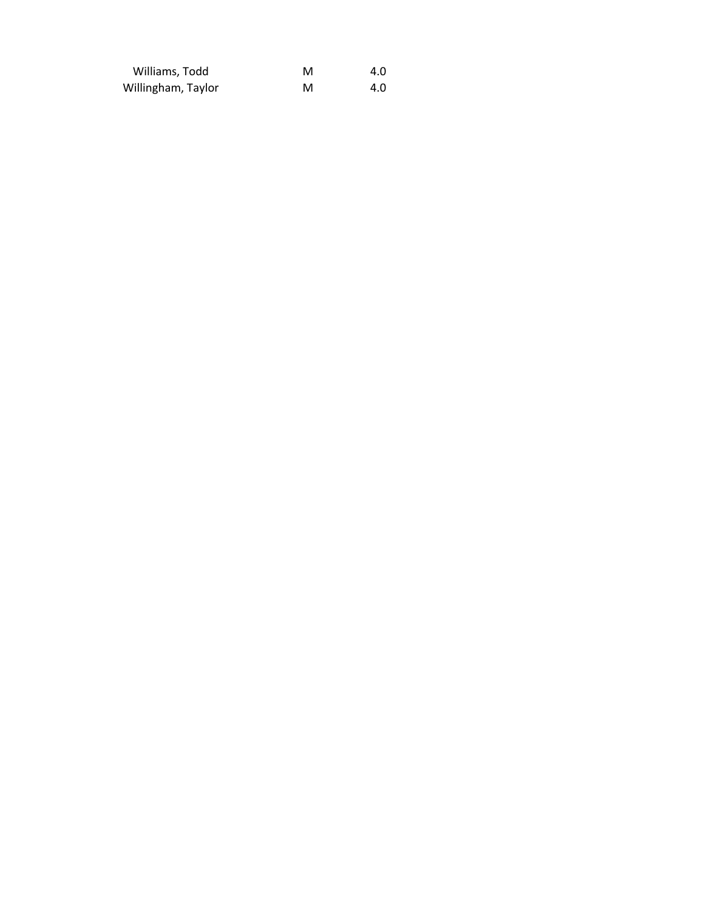| | | |
|---|---|---|
| Williams, Todd | M | 4.0 |
| Willingham, Taylor | M | 4.0 |